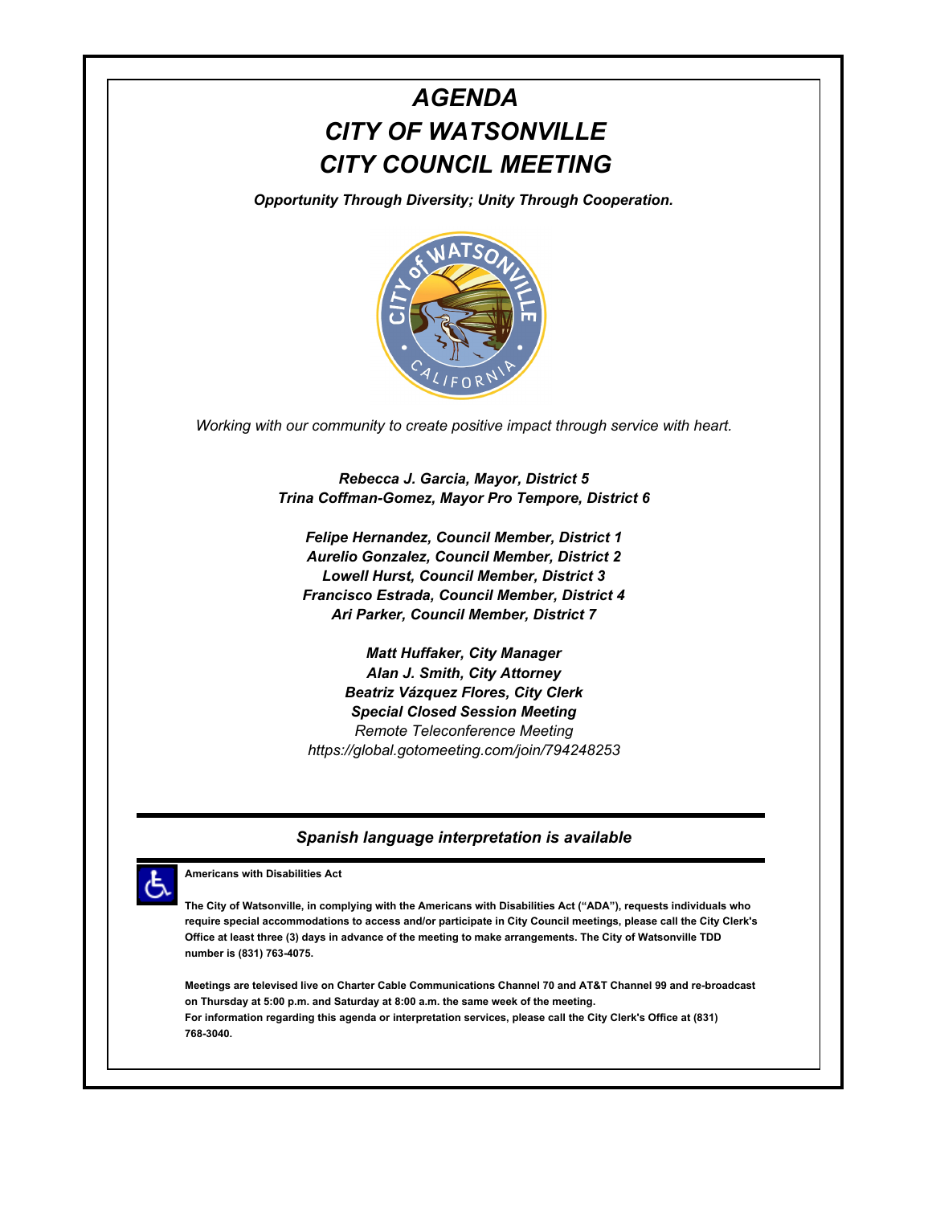# *AGENDA*
# *CITY OF WATSONVILLE*
# *CITY COUNCIL MEETING*

***Opportunity Through Diversity; Unity Through Cooperation.***

*Working with our community to create positive impact through service with heart.*

***Rebecca J. Garcia, Mayor, District 5***
***Trina Coffman-Gomez, Mayor Pro Tempore, District 6***

***Felipe Hernandez, Council Member, District 1***
***Aurelio Gonzalez, Council Member, District 2***
***Lowell Hurst, Council Member, District 3***
***Francisco Estrada, Council Member, District 4***
***Ari Parker, Council Member, District 7***

***Matt Huffaker, City Manager***
***Alan J. Smith, City Attorney***
***Beatriz Vázquez Flores, City Clerk***
***Special Closed Session Meeting***
*Remote Teleconference Meeting*
*https://global.gotomeeting.com/join/794248253*

---

***Spanish language interpretation is available***

---

**Americans with Disabilities Act**

**The City of Watsonville, in complying with the Americans with Disabilities Act ("ADA"), requests individuals who require special accommodations to access and/or participate in City Council meetings, please call the City Clerk's Office at least three (3) days in advance of the meeting to make arrangements. The City of Watsonville TDD number is (831) 763-4075.**

**Meetings are televised live on Charter Cable Communications Channel 70 and AT&T Channel 99 and re-broadcast on Thursday at 5:00 p.m. and Saturday at 8:00 a.m. the same week of the meeting.**
**For information regarding this agenda or interpretation services, please call the City Clerk's Office at (831) 768-3040.**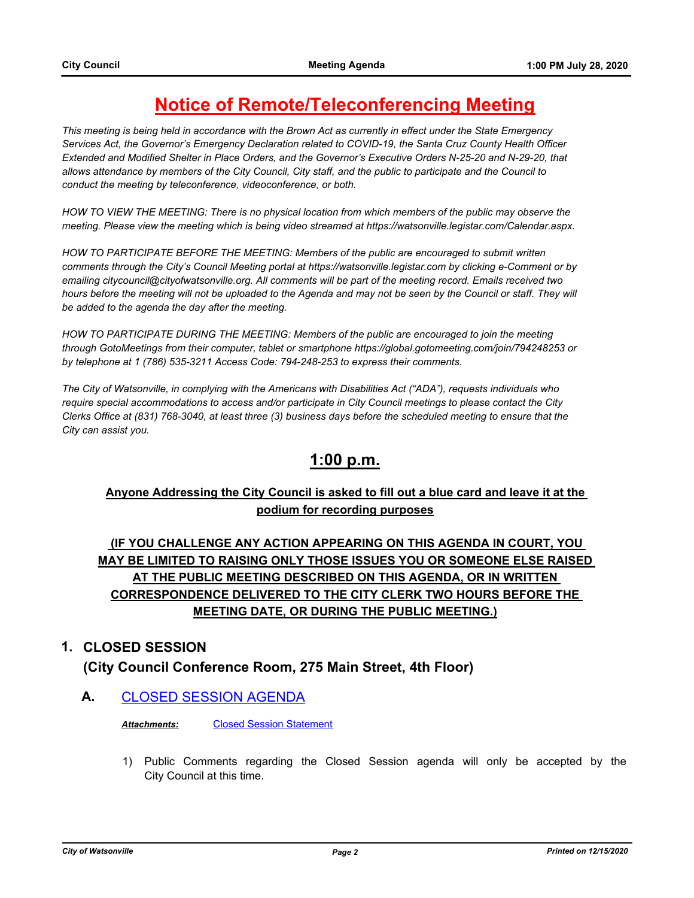# Notice of Remote/Teleconferencing Meeting

*This meeting is being held in accordance with the Brown Act as currently in effect under the State Emergency Services Act, the Governor's Emergency Declaration related to COVID-19, the Santa Cruz County Health Officer Extended and Modified Shelter in Place Orders, and the Governor's Executive Orders N-25-20 and N-29-20, that allows attendance by members of the City Council, City staff, and the public to participate and the Council to conduct the meeting by teleconference, videoconference, or both.*

*HOW TO VIEW THE MEETING: There is no physical location from which members of the public may observe the meeting. Please view the meeting which is being video streamed at https://watsonville.legistar.com/Calendar.aspx.*

*HOW TO PARTICIPATE BEFORE THE MEETING: Members of the public are encouraged to submit written comments through the City's Council Meeting portal at https://watsonville.legistar.com by clicking e-Comment or by emailing citycouncil@cityofwatsonville.org. All comments will be part of the meeting record. Emails received two hours before the meeting will not be uploaded to the Agenda and may not be seen by the Council or staff. They will be added to the agenda the day after the meeting.*

*HOW TO PARTICIPATE DURING THE MEETING: Members of the public are encouraged to join the meeting through GotoMeetings from their computer, tablet or smartphone https://global.gotomeeting.com/join/794248253 or by telephone at 1 (786) 535-3211 Access Code: 794-248-253 to express their comments.*

*The City of Watsonville, in complying with the Americans with Disabilities Act ("ADA"), requests individuals who require special accommodations to access and/or participate in City Council meetings to please contact the City Clerks Office at (831) 768-3040, at least three (3) business days before the scheduled meeting to ensure that the City can assist you.*

## 1:00 p.m.

**Anyone Addressing the City Council is asked to fill out a blue card and leave it at the podium for recording purposes**

**(IF YOU CHALLENGE ANY ACTION APPEARING ON THIS AGENDA IN COURT, YOU MAY BE LIMITED TO RAISING ONLY THOSE ISSUES YOU OR SOMEONE ELSE RAISED AT THE PUBLIC MEETING DESCRIBED ON THIS AGENDA, OR IN WRITTEN CORRESPONDENCE DELIVERED TO THE CITY CLERK TWO HOURS BEFORE THE MEETING DATE, OR DURING THE PUBLIC MEETING.)**

## 1. CLOSED SESSION (City Council Conference Room, 275 Main Street, 4th Floor)

### A. CLOSED SESSION AGENDA

***Attachments:*** Closed Session Statement

1) Public Comments regarding the Closed Session agenda will only be accepted by the City Council at this time.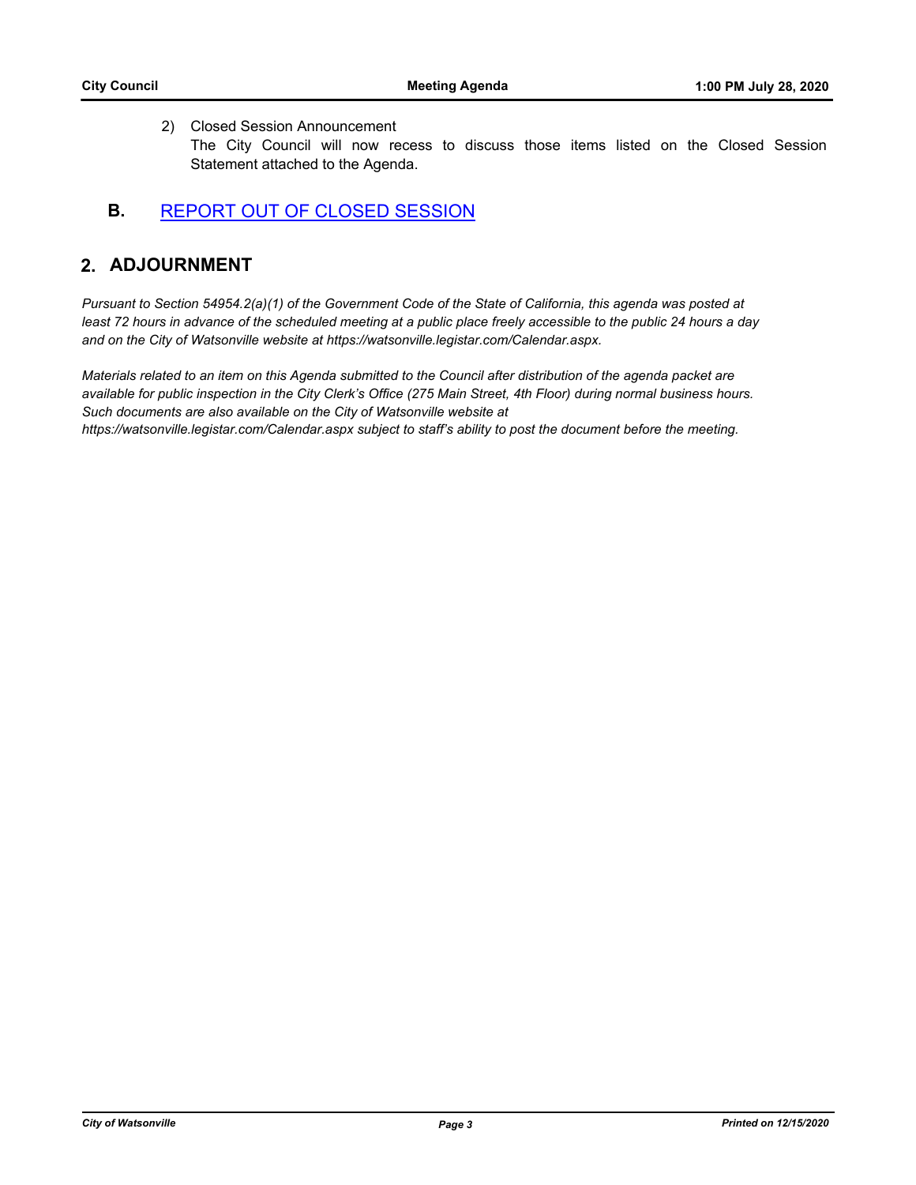2) Closed Session Announcement
   The City Council will now recess to discuss those items listed on the Closed Session Statement attached to the Agenda.

## B. REPORT OUT OF CLOSED SESSION

# 2. ADJOURNMENT

*Pursuant to Section 54954.2(a)(1) of the Government Code of the State of California, this agenda was posted at least 72 hours in advance of the scheduled meeting at a public place freely accessible to the public 24 hours a day and on the City of Watsonville website at https://watsonville.legistar.com/Calendar.aspx.*

*Materials related to an item on this Agenda submitted to the Council after distribution of the agenda packet are available for public inspection in the City Clerk's Office (275 Main Street, 4th Floor) during normal business hours. Such documents are also available on the City of Watsonville website at https://watsonville.legistar.com/Calendar.aspx subject to staff's ability to post the document before the meeting.*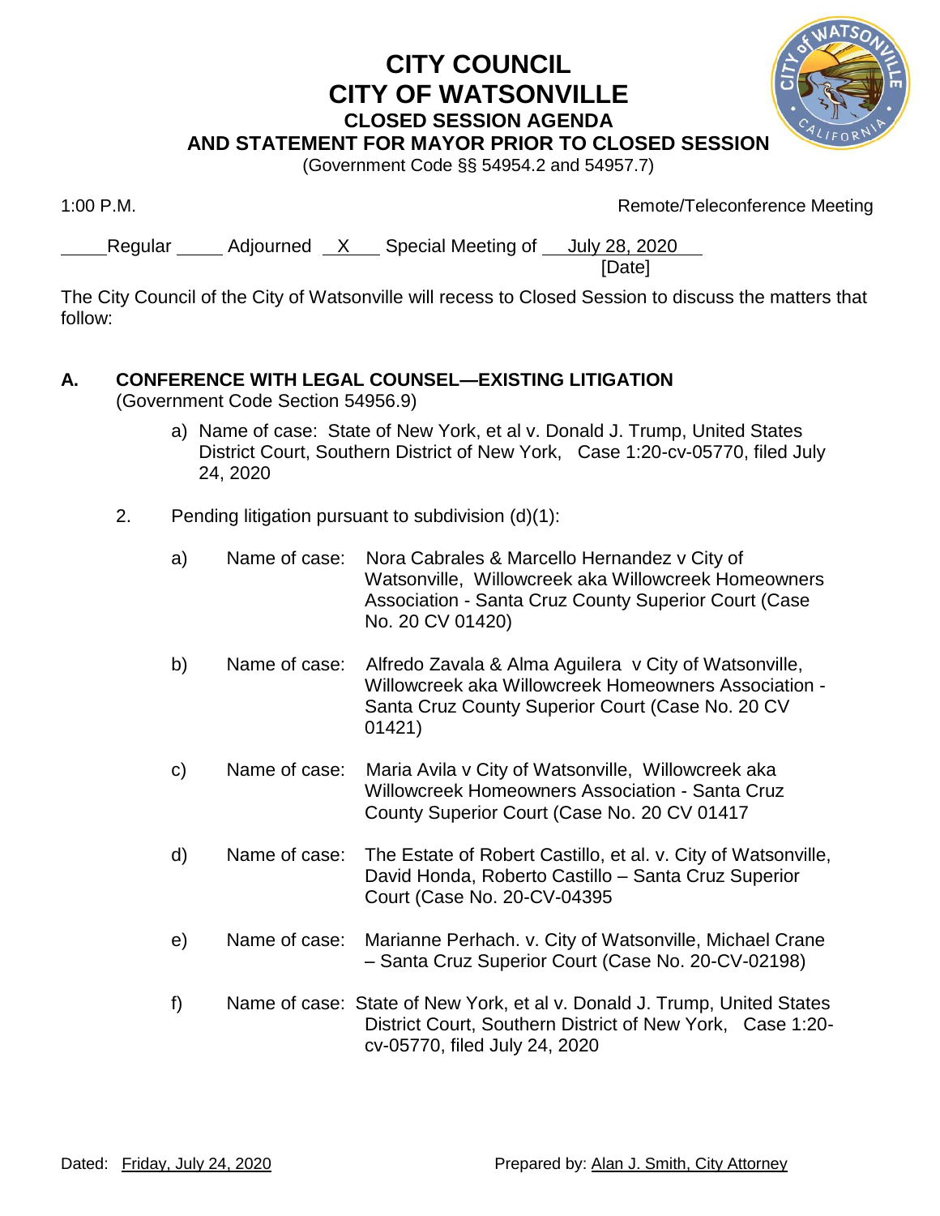# CITY COUNCIL
# CITY OF WATSONVILLE
## CLOSED SESSION AGENDA
## AND STATEMENT FOR MAYOR PRIOR TO CLOSED SESSION

(Government Code §§ 54954.2 and 54957.7)

1:00 P.M. Remote/Teleconference Meeting

_____Regular _____ Adjourned __X___ Special Meeting of ___July 28, 2020___
[Date]

The City Council of the City of Watsonville will recess to Closed Session to discuss the matters that follow:

**A. CONFERENCE WITH LEGAL COUNSEL—EXISTING LITIGATION**
(Government Code Section 54956.9)

a) Name of case: State of New York, et al v. Donald J. Trump, United States District Court, Southern District of New York, Case 1:20-cv-05770, filed July 24, 2020

2. Pending litigation pursuant to subdivision (d)(1):

a) Name of case: Nora Cabrales & Marcello Hernandez v City of Watsonville, Willowcreek aka Willowcreek Homeowners Association - Santa Cruz County Superior Court (Case No. 20 CV 01420)

b) Name of case: Alfredo Zavala & Alma Aguilera v City of Watsonville, Willowcreek aka Willowcreek Homeowners Association - Santa Cruz County Superior Court (Case No. 20 CV 01421)

c) Name of case: Maria Avila v City of Watsonville, Willowcreek aka Willowcreek Homeowners Association - Santa Cruz County Superior Court (Case No. 20 CV 01417

d) Name of case: The Estate of Robert Castillo, et al. v. City of Watsonville, David Honda, Roberto Castillo – Santa Cruz Superior Court (Case No. 20-CV-04395

e) Name of case: Marianne Perhach. v. City of Watsonville, Michael Crane – Santa Cruz Superior Court (Case No. 20-CV-02198)

f) Name of case: State of New York, et al v. Donald J. Trump, United States District Court, Southern District of New York, Case 1:20-cv-05770, filed July 24, 2020

Dated: Friday, July 24, 2020 Prepared by: Alan J. Smith, City Attorney